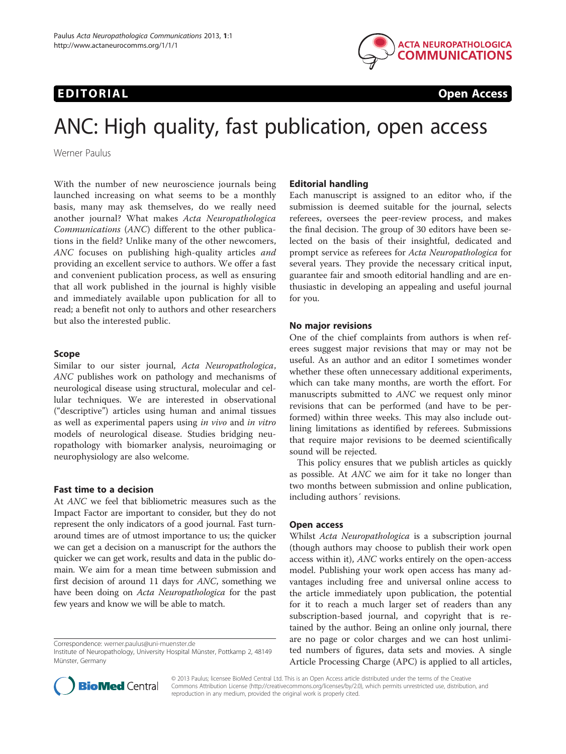EDITORIAL | Open Access

# ANC: High quality, fast publication, open access

Werner Paulus

With the number of new neuroscience journals being launched increasing on what seems to be a monthly basis, many may ask themselves, do we really need another journal? What makes *Acta Neuropathologica Communications* (*ANC*) different to the other publications in the field? Unlike many of the other newcomers, *ANC* focuses on publishing high-quality articles *and* providing an excellent service to authors. We offer a fast and convenient publication process, as well as ensuring that all work published in the journal is highly visible and immediately available upon publication for all to read; a benefit not only to authors and other researchers but also the interested public.

## Scope

Similar to our sister journal, *Acta Neuropathologica*, *ANC* publishes work on pathology and mechanisms of neurological disease using structural, molecular and cellular techniques. We are interested in observational ("descriptive") articles using human and animal tissues as well as experimental papers using *in vivo* and *in vitro* models of neurological disease. Studies bridging neuropathology with biomarker analysis, neuroimaging or neurophysiology are also welcome.

## Fast time to a decision

At *ANC* we feel that bibliometric measures such as the Impact Factor are important to consider, but they do not represent the only indicators of a good journal. Fast turnaround times are of utmost importance to us; the quicker we can get a decision on a manuscript for the authors the quicker we can get work, results and data in the public domain. We aim for a mean time between submission and first decision of around 11 days for *ANC*, something we have been doing on *Acta Neuropathologica* for the past few years and know we will be able to match.

Correspondence: werner.paulus@uni-muenster.de
Institute of Neuropathology, University Hospital Münster, Pottkamp 2, 48149 Münster, Germany

## Editorial handling

Each manuscript is assigned to an editor who, if the submission is deemed suitable for the journal, selects referees, oversees the peer-review process, and makes the final decision. The group of 30 editors have been selected on the basis of their insightful, dedicated and prompt service as referees for *Acta Neuropathologica* for several years. They provide the necessary critical input, guarantee fair and smooth editorial handling and are enthusiastic in developing an appealing and useful journal for you.

## No major revisions

One of the chief complaints from authors is when referees suggest major revisions that may or may not be useful. As an author and an editor I sometimes wonder whether these often unnecessary additional experiments, which can take many months, are worth the effort. For manuscripts submitted to *ANC* we request only minor revisions that can be performed (and have to be performed) within three weeks. This may also include outlining limitations as identified by referees. Submissions that require major revisions to be deemed scientifically sound will be rejected.

This policy ensures that we publish articles as quickly as possible. At *ANC* we aim for it take no longer than two months between submission and online publication, including authors´ revisions.

## Open access

Whilst *Acta Neuropathologica* is a subscription journal (though authors may choose to publish their work open access within it), *ANC* works entirely on the open-access model. Publishing your work open access has many advantages including free and universal online access to the article immediately upon publication, the potential for it to reach a much larger set of readers than any subscription-based journal, and copyright that is retained by the author. Being an online only journal, there are no page or color charges and we can host unlimited numbers of figures, data sets and movies. A single Article Processing Charge (APC) is applied to all articles,

© 2013 Paulus; licensee BioMed Central Ltd. This is an Open Access article distributed under the terms of the Creative Commons Attribution License (http://creativecommons.org/licenses/by/2.0), which permits unrestricted use, distribution, and reproduction in any medium, provided the original work is properly cited.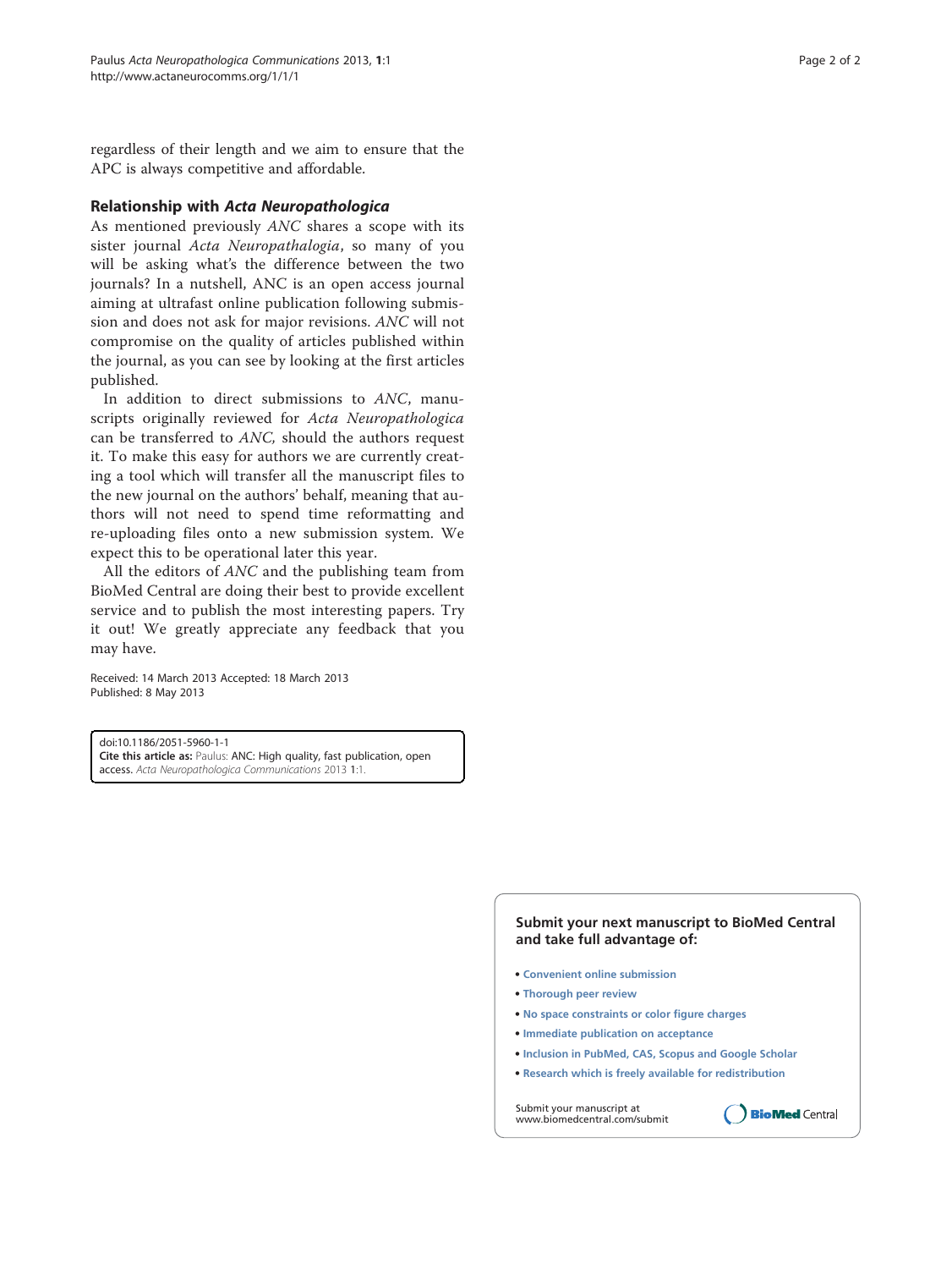regardless of their length and we aim to ensure that the APC is always competitive and affordable.

## Relationship with *Acta Neuropathologica*

As mentioned previously *ANC* shares a scope with its sister journal *Acta Neuropathalogia*, so many of you will be asking what's the difference between the two journals? In a nutshell, ANC is an open access journal aiming at ultrafast online publication following submission and does not ask for major revisions. *ANC* will not compromise on the quality of articles published within the journal, as you can see by looking at the first articles published.

In addition to direct submissions to *ANC*, manuscripts originally reviewed for *Acta Neuropathologica* can be transferred to *ANC,* should the authors request it. To make this easy for authors we are currently creating a tool which will transfer all the manuscript files to the new journal on the authors' behalf, meaning that authors will not need to spend time reformatting and re-uploading files onto a new submission system. We expect this to be operational later this year.

All the editors of *ANC* and the publishing team from BioMed Central are doing their best to provide excellent service and to publish the most interesting papers. Try it out! We greatly appreciate any feedback that you may have.

Received: 14 March 2013 Accepted: 18 March 2013
Published: 8 May 2013

doi:10.1186/2051-5960-1-1
**Cite this article as:** Paulus: ANC: High quality, fast publication, open access. *Acta Neuropathologica Communications* 2013 **1**:1.

**Submit your next manuscript to BioMed Central and take full advantage of:**

- Convenient online submission
- Thorough peer review
- No space constraints or color figure charges
- Immediate publication on acceptance
- Inclusion in PubMed, CAS, Scopus and Google Scholar
- Research which is freely available for redistribution

Submit your manuscript at
www.biomedcentral.com/submit

BioMed Central